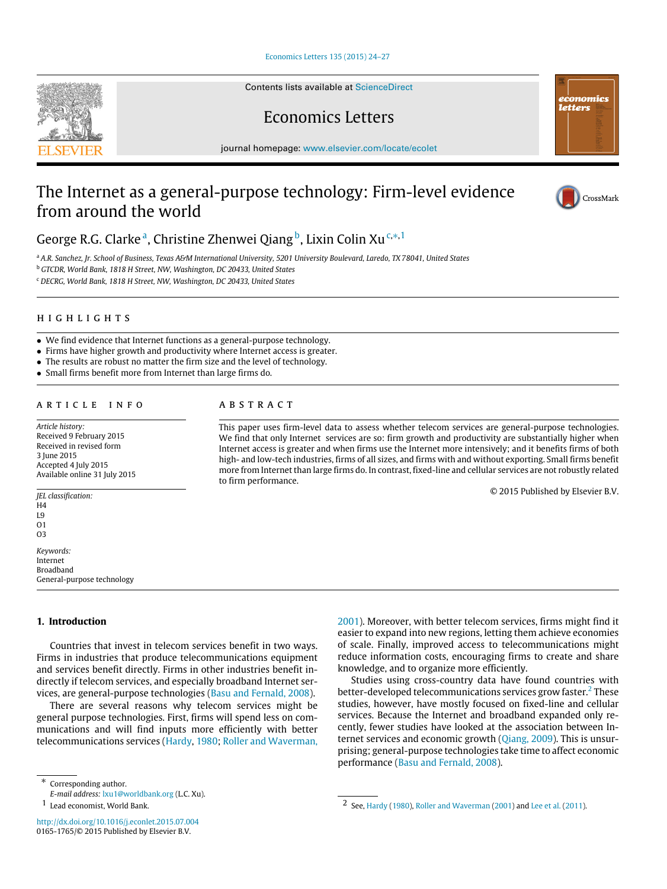# The Internet as a general-purpose technology: Firm-level evidence from around the world

George R.G. Clarke [a], Christine Zhenwei Qiang [b], Lixin Colin Xu [c,*,1]

[a] A.R. Sanchez, Jr. School of Business, Texas A&M International University, 5201 University Boulevard, Laredo, TX 78041, United States

[b] GTCDR, World Bank, 1818 H Street, NW, Washington, DC 20433, United States

[c] DECRG, World Bank, 1818 H Street, NW, Washington, DC 20433, United States

## HIGHLIGHTS

- We find evidence that Internet functions as a general-purpose technology.
- Firms have higher growth and productivity where Internet access is greater.
- The results are robust no matter the firm size and the level of technology.
- Small firms benefit more from Internet than large firms do.

## ARTICLE INFO

*Article history:*
Received 9 February 2015
Received in revised form
3 June 2015
Accepted 4 July 2015
Available online 31 July 2015

*JEL classification:*
H4
L9
O1
O3

*Keywords:*
Internet
Broadband
General-purpose technology

## ABSTRACT

This paper uses firm-level data to assess whether telecom services are general-purpose technologies. We find that only Internet services are so: firm growth and productivity are substantially higher when Internet access is greater and when firms use the Internet more intensively; and it benefits firms of both high- and low-tech industries, firms of all sizes, and firms with and without exporting. Small firms benefit more from Internet than large firms do. In contrast, fixed-line and cellular services are not robustly related to firm performance.

© 2015 Published by Elsevier B.V.

## 1. Introduction

Countries that invest in telecom services benefit in two ways. Firms in industries that produce telecommunications equipment and services benefit directly. Firms in other industries benefit indirectly if telecom services, and especially broadband Internet services, are general-purpose technologies (Basu and Fernald, 2008).

There are several reasons why telecom services might be general purpose technologies. First, firms will spend less on communications and will find inputs more efficiently with better telecommunications services (Hardy, 1980; Roller and Waverman, 2001). Moreover, with better telecom services, firms might find it easier to expand into new regions, letting them achieve economies of scale. Finally, improved access to telecommunications might reduce information costs, encouraging firms to create and share knowledge, and to organize more efficiently.

Studies using cross-country data have found countries with better-developed telecommunications services grow faster.[2] These studies, however, have mostly focused on fixed-line and cellular services. Because the Internet and broadband expanded only recently, fewer studies have looked at the association between Internet services and economic growth (Qiang, 2009). This is unsurprising; general-purpose technologies take time to affect economic performance (Basu and Fernald, 2008).

\* Corresponding author.
*E-mail address:* lxu1@worldbank.org (L.C. Xu).

[1] Lead economist, World Bank.

[2] See, Hardy (1980), Roller and Waverman (2001) and Lee et al. (2011).

http://dx.doi.org/10.1016/j.econlet.2015.07.004
0165-1765/© 2015 Published by Elsevier B.V.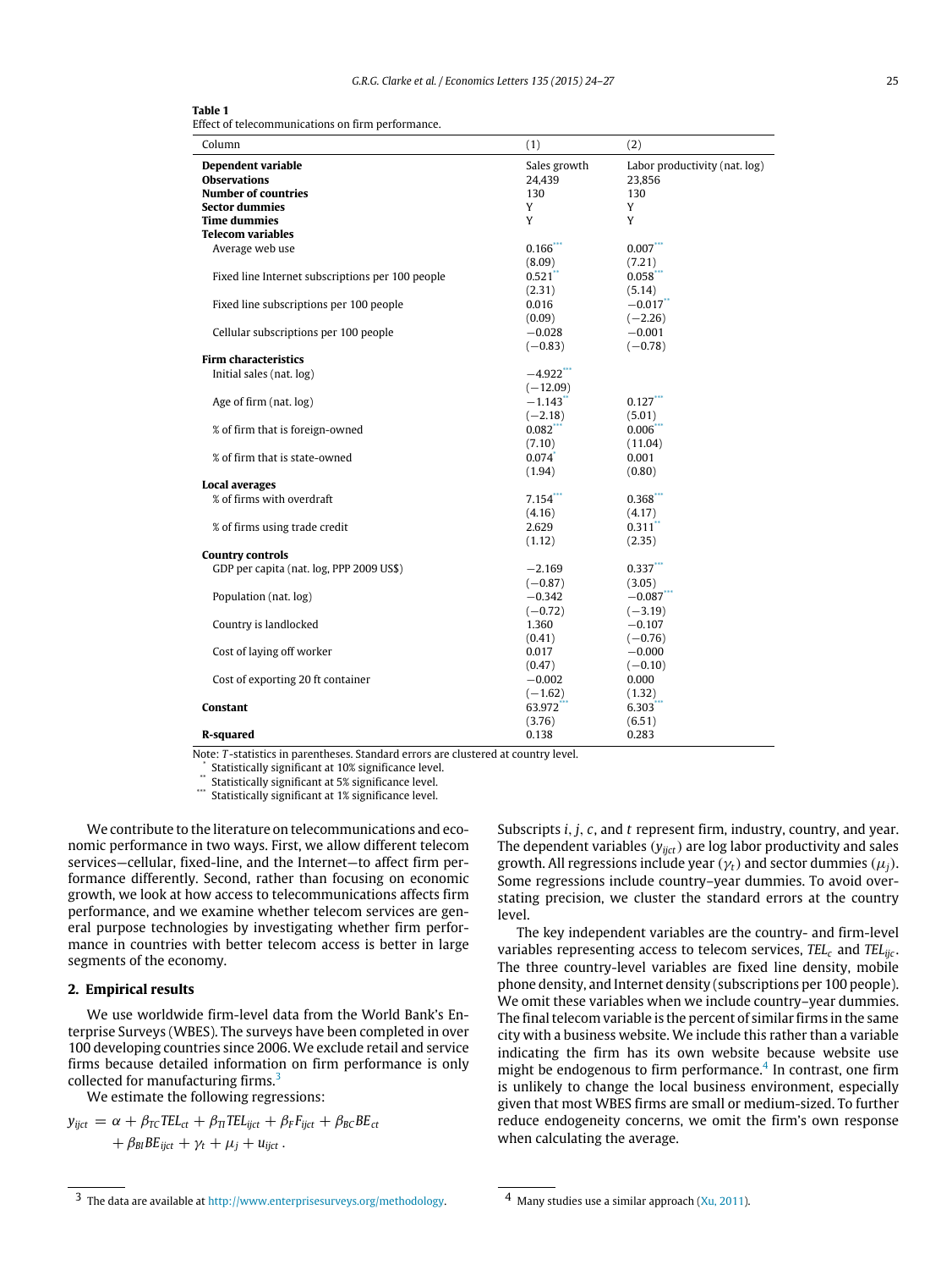**Table 1**
Effect of telecommunications on firm performance.

| Column | (1) | (2) |
|---|---|---|
| **Dependent variable** | Sales growth | Labor productivity (nat. log) |
| **Observations** | 24,439 | 23,856 |
| **Number of countries** | 130 | 130 |
| **Sector dummies** | Y | Y |
| **Time dummies** | Y | Y |
| **Telecom variables** | | |
| Average web use | 0.166*** | 0.007*** |
| | (8.09) | (7.21) |
| Fixed line Internet subscriptions per 100 people | 0.521** | 0.058*** |
| | (2.31) | (5.14) |
| Fixed line subscriptions per 100 people | 0.016 | −0.017** |
| | (0.09) | (−2.26) |
| Cellular subscriptions per 100 people | −0.028 | −0.001 |
| | (−0.83) | (−0.78) |
| **Firm characteristics** | | |
| Initial sales (nat. log) | −4.922*** | |
| | (−12.09) | |
| Age of firm (nat. log) | −1.143** | 0.127*** |
| | (−2.18) | (5.01) |
| % of firm that is foreign-owned | 0.082*** | 0.006*** |
| | (7.10) | (11.04) |
| % of firm that is state-owned | 0.074* | 0.001 |
| | (1.94) | (0.80) |
| **Local averages** | | |
| % of firms with overdraft | 7.154*** | 0.368*** |
| | (4.16) | (4.17) |
| % of firms using trade credit | 2.629 | 0.311** |
| | (1.12) | (2.35) |
| **Country controls** | | |
| GDP per capita (nat. log, PPP 2009 US$) | −2.169 | 0.337*** |
| | (−0.87) | (3.05) |
| Population (nat. log) | −0.342 | −0.087*** |
| | (−0.72) | (−3.19) |
| Country is landlocked | 1.360 | −0.107 |
| | (0.41) | (−0.76) |
| Cost of laying off worker | 0.017 | −0.000 |
| | (0.47) | (−0.10) |
| Cost of exporting 20 ft container | −0.002 | 0.000 |
| | (−1.62) | (1.32) |
| **Constant** | 63.972*** | 6.303*** |
| | (3.76) | (6.51) |
| **R-squared** | 0.138 | 0.283 |

Note: *T*-statistics in parentheses. Standard errors are clustered at country level.
\* Statistically significant at 10% significance level.
\*\* Statistically significant at 5% significance level.
\*\*\* Statistically significant at 1% significance level.

We contribute to the literature on telecommunications and economic performance in two ways. First, we allow different telecom services—cellular, fixed-line, and the Internet—to affect firm performance differently. Second, rather than focusing on economic growth, we look at how access to telecommunications affects firm performance, and we examine whether telecom services are general purpose technologies by investigating whether firm performance in countries with better telecom access is better in large segments of the economy.

## 2. Empirical results

We use worldwide firm-level data from the World Bank's Enterprise Surveys (WBES). The surveys have been completed in over 100 developing countries since 2006. We exclude retail and service firms because detailed information on firm performance is only collected for manufacturing firms.[3]

We estimate the following regressions:

$$y_{ijct} = \alpha + \beta_{TC} TEL_{ct} + \beta_{TI} TEL_{ijct} + \beta_F F_{ijct} + \beta_{BC} BE_{ct} + \beta_{BI} BE_{ijct} + \gamma_t + \mu_j + u_{ijct}.$$

Subscripts $i$, $j$, $c$, and $t$ represent firm, industry, country, and year. The dependent variables ($y_{ijct}$) are log labor productivity and sales growth. All regressions include year ($\gamma_t$) and sector dummies ($\mu_j$). Some regressions include country–year dummies. To avoid overstating precision, we cluster the standard errors at the country level.

The key independent variables are the country- and firm-level variables representing access to telecom services, $TEL_c$ and $TEL_{ijc}$. The three country-level variables are fixed line density, mobile phone density, and Internet density (subscriptions per 100 people). We omit these variables when we include country–year dummies. The final telecom variable is the percent of similar firms in the same city with a business website. We include this rather than a variable indicating the firm has its own website because website use might be endogenous to firm performance.[4] In contrast, one firm is unlikely to change the local business environment, especially given that most WBES firms are small or medium-sized. To further reduce endogeneity concerns, we omit the firm's own response when calculating the average.

[3] The data are available at http://www.enterprisesurveys.org/methodology.

[4] Many studies use a similar approach (Xu, 2011).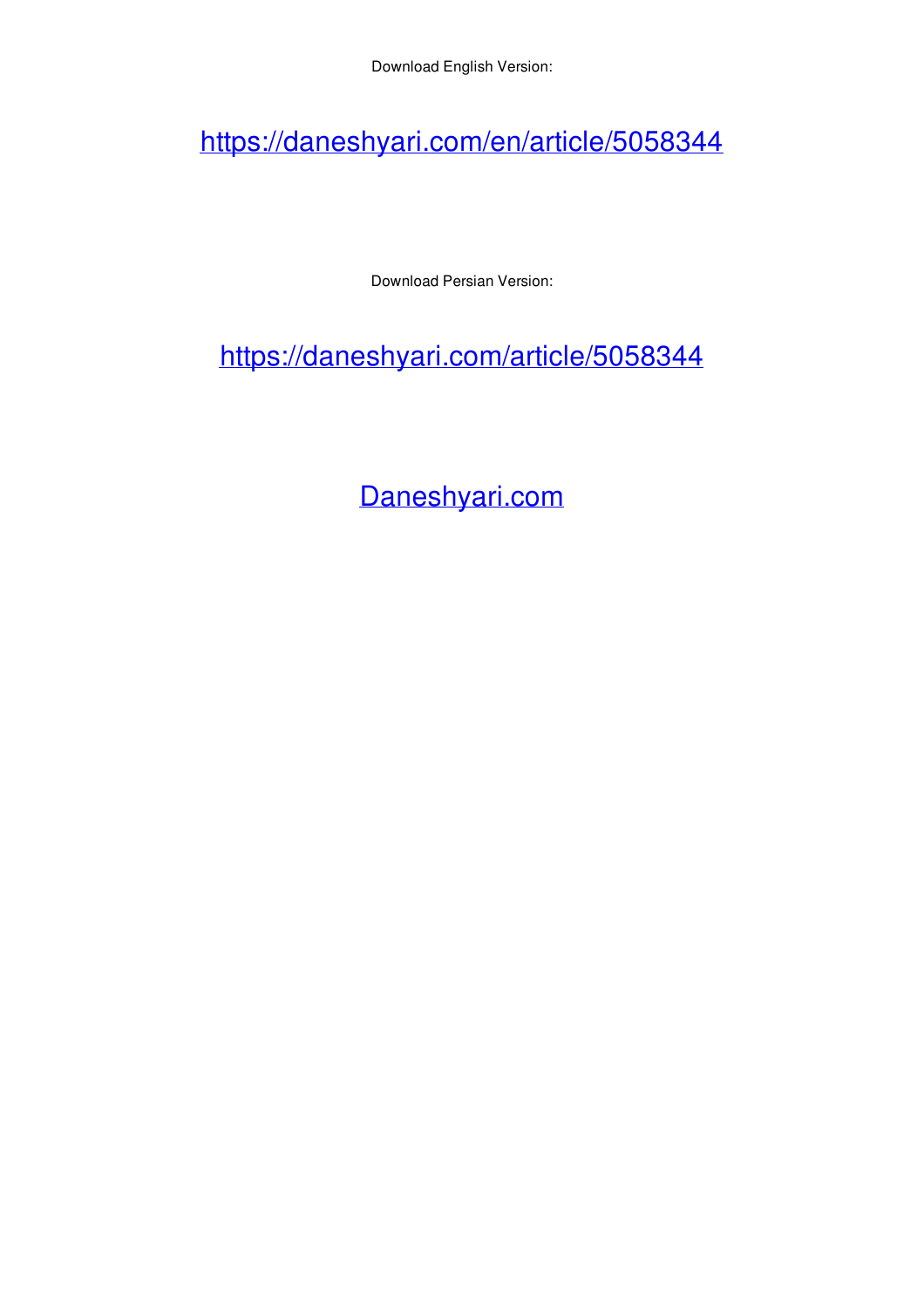Download English Version:

https://daneshyari.com/en/article/5058344

Download Persian Version:

https://daneshyari.com/article/5058344

Daneshyari.com